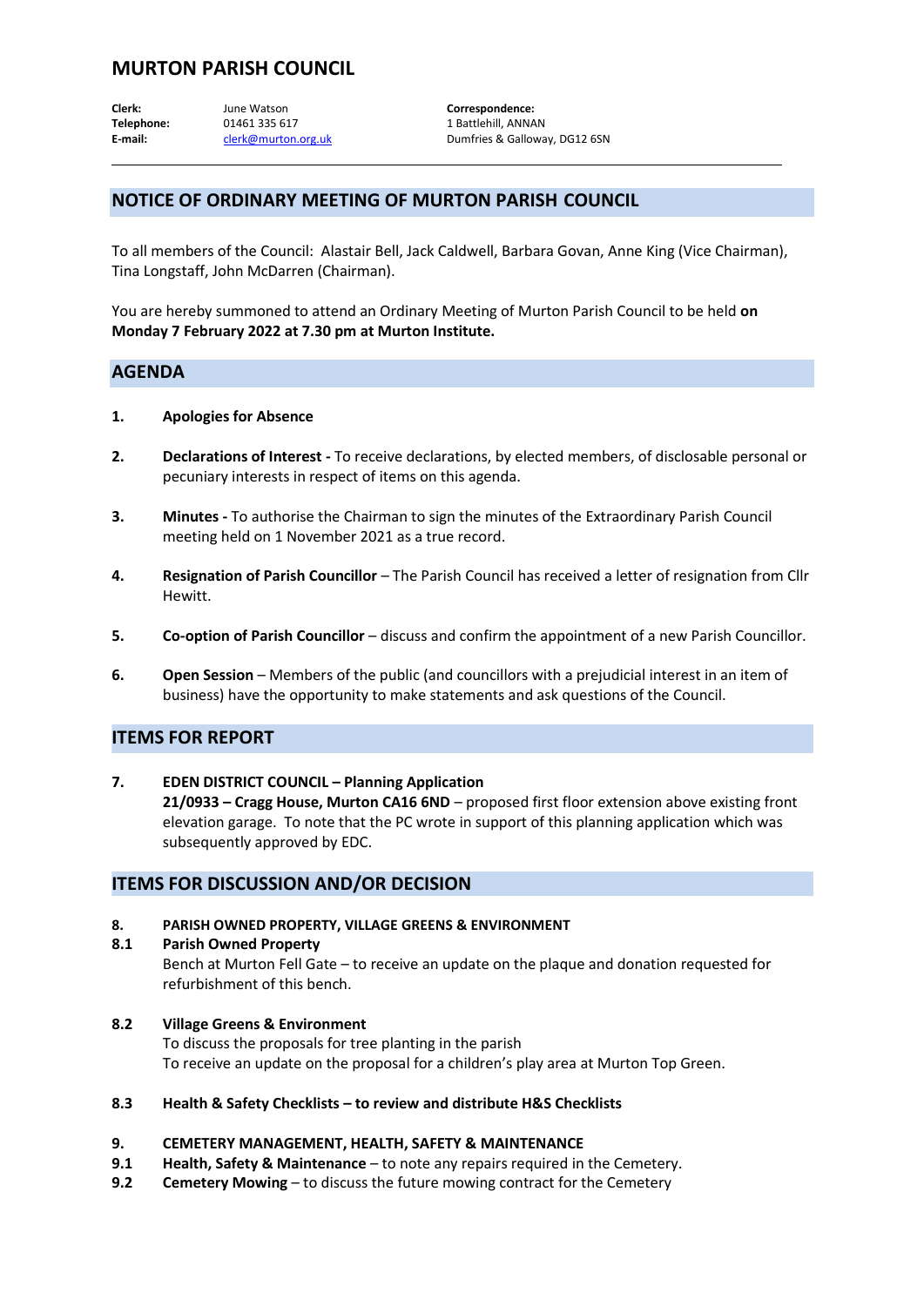# MURTON PARISH COUNCIL

**Clerk:** June Watson
**Telephone:** 01461 335 617
**E-mail:** clerk@murton.org.uk

**Correspondence:**
1 Battlehill, ANNAN
Dumfries & Galloway, DG12 6SN

---

## NOTICE OF ORDINARY MEETING OF MURTON PARISH COUNCIL

To all members of the Council: Alastair Bell, Jack Caldwell, Barbara Govan, Anne King (Vice Chairman), Tina Longstaff, John McDarren (Chairman).

You are hereby summoned to attend an Ordinary Meeting of Murton Parish Council to be held **on Monday 7 February 2022 at 7.30 pm at Murton Institute.**

## AGENDA

**1. Apologies for Absence**

**2. Declarations of Interest -** To receive declarations, by elected members, of disclosable personal or pecuniary interests in respect of items on this agenda.

**3. Minutes -** To authorise the Chairman to sign the minutes of the Extraordinary Parish Council meeting held on 1 November 2021 as a true record.

**4. Resignation of Parish Councillor** – The Parish Council has received a letter of resignation from Cllr Hewitt.

**5. Co-option of Parish Councillor** – discuss and confirm the appointment of a new Parish Councillor.

**6. Open Session** – Members of the public (and councillors with a prejudicial interest in an item of business) have the opportunity to make statements and ask questions of the Council.

## ITEMS FOR REPORT

**7. EDEN DISTRICT COUNCIL – Planning Application**
**21/0933 – Cragg House, Murton CA16 6ND** – proposed first floor extension above existing front elevation garage. To note that the PC wrote in support of this planning application which was subsequently approved by EDC.

## ITEMS FOR DISCUSSION AND/OR DECISION

**8. PARISH OWNED PROPERTY, VILLAGE GREENS & ENVIRONMENT**

**8.1 Parish Owned Property**
Bench at Murton Fell Gate – to receive an update on the plaque and donation requested for refurbishment of this bench.

**8.2 Village Greens & Environment**
To discuss the proposals for tree planting in the parish
To receive an update on the proposal for a children's play area at Murton Top Green.

**8.3 Health & Safety Checklists – to review and distribute H&S Checklists**

**9. CEMETERY MANAGEMENT, HEALTH, SAFETY & MAINTENANCE**

**9.1 Health, Safety & Maintenance** – to note any repairs required in the Cemetery.

**9.2 Cemetery Mowing** – to discuss the future mowing contract for the Cemetery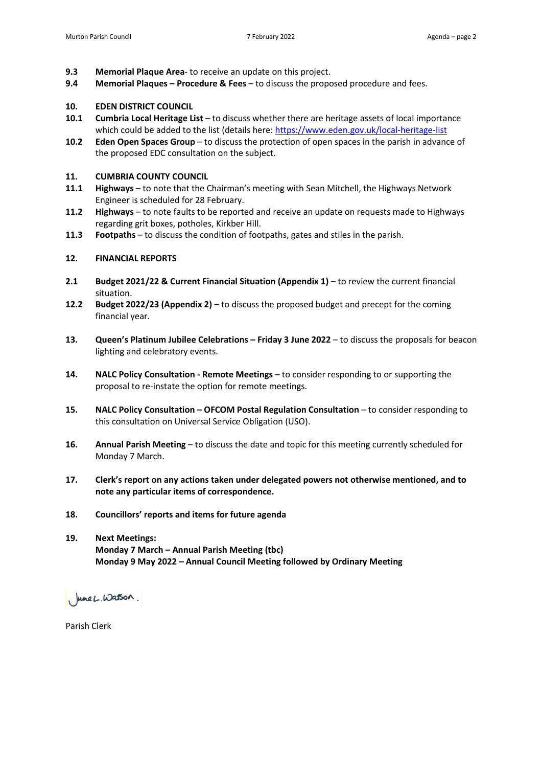**9.3 Memorial Plaque Area**- to receive an update on this project.

**9.4 Memorial Plaques – Procedure & Fees** – to discuss the proposed procedure and fees.

**10. EDEN DISTRICT COUNCIL**

**10.1 Cumbria Local Heritage List** – to discuss whether there are heritage assets of local importance which could be added to the list (details here: https://www.eden.gov.uk/local-heritage-list

**10.2 Eden Open Spaces Group** – to discuss the protection of open spaces in the parish in advance of the proposed EDC consultation on the subject.

**11. CUMBRIA COUNTY COUNCIL**

**11.1 Highways** – to note that the Chairman's meeting with Sean Mitchell, the Highways Network Engineer is scheduled for 28 February.

**11.2 Highways** – to note faults to be reported and receive an update on requests made to Highways regarding grit boxes, potholes, Kirkber Hill.

**11.3 Footpaths** – to discuss the condition of footpaths, gates and stiles in the parish.

**12. FINANCIAL REPORTS**

**2.1 Budget 2021/22 & Current Financial Situation (Appendix 1)** – to review the current financial situation.

**12.2 Budget 2022/23 (Appendix 2)** – to discuss the proposed budget and precept for the coming financial year.

**13. Queen's Platinum Jubilee Celebrations – Friday 3 June 2022** – to discuss the proposals for beacon lighting and celebratory events.

**14. NALC Policy Consultation - Remote Meetings** – to consider responding to or supporting the proposal to re-instate the option for remote meetings.

**15. NALC Policy Consultation – OFCOM Postal Regulation Consultation** – to consider responding to this consultation on Universal Service Obligation (USO).

**16. Annual Parish Meeting** – to discuss the date and topic for this meeting currently scheduled for Monday 7 March.

**17. Clerk's report on any actions taken under delegated powers not otherwise mentioned, and to note any particular items of correspondence.**

**18. Councillors' reports and items for future agenda**

**19. Next Meetings:**
**Monday 7 March – Annual Parish Meeting (tbc)**
**Monday 9 May 2022 – Annual Council Meeting followed by Ordinary Meeting**

June L. Watson.

Parish Clerk